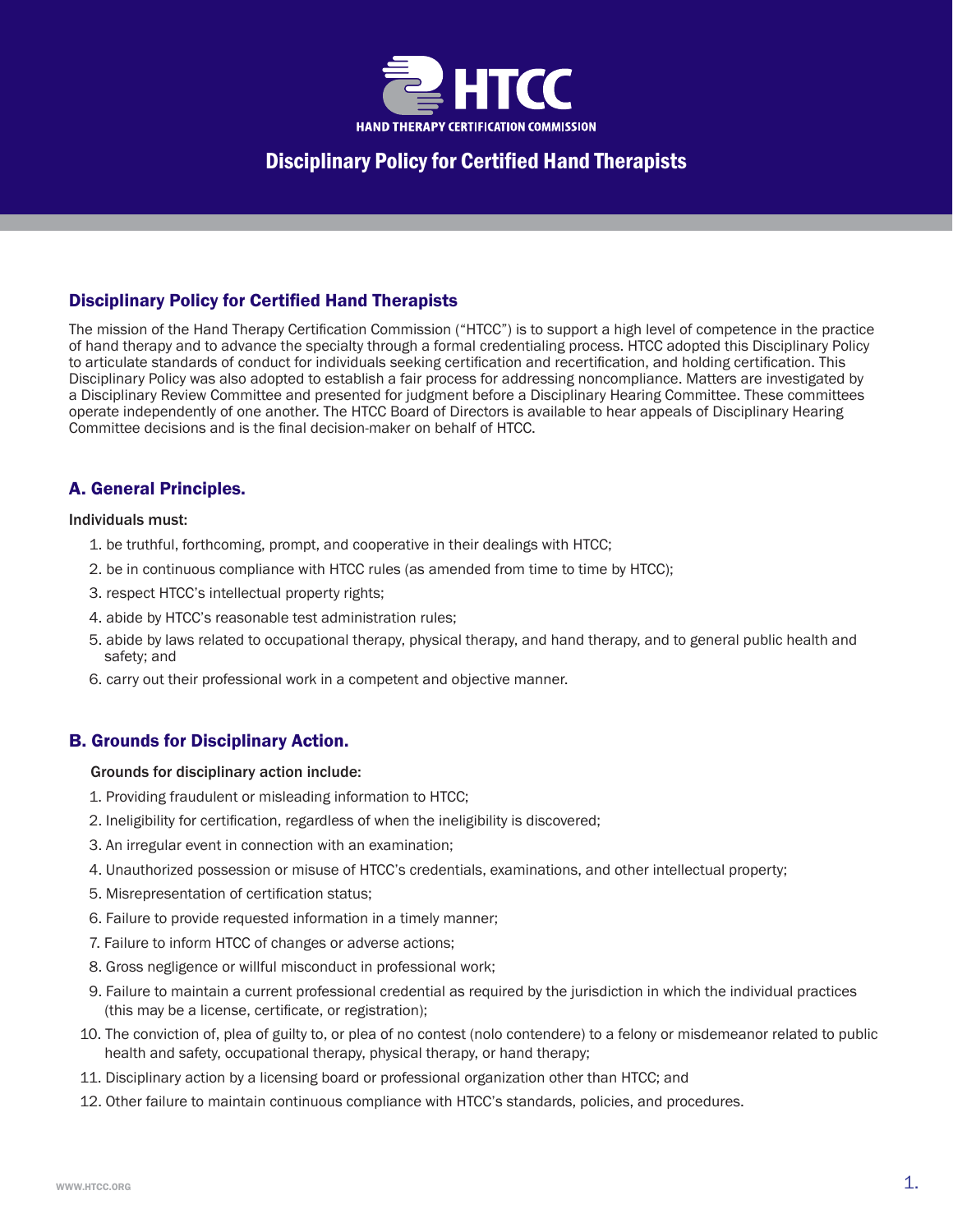# HTCC

HAND THERAPY CERTIFICATION COMMISSION

# Disciplinary Policy for Certified Hand Therapists

## Disciplinary Policy for Certified Hand Therapists

The mission of the Hand Therapy Certification Commission ("HTCC") is to support a high level of competence in the practice of hand therapy and to advance the specialty through a formal credentialing process. HTCC adopted this Disciplinary Policy to articulate standards of conduct for individuals seeking certification and recertification, and holding certification. This Disciplinary Policy was also adopted to establish a fair process for addressing noncompliance. Matters are investigated by a Disciplinary Review Committee and presented for judgment before a Disciplinary Hearing Committee. These committees operate independently of one another. The HTCC Board of Directors is available to hear appeals of Disciplinary Hearing Committee decisions and is the final decision-maker on behalf of HTCC.

## A. General Principles.

Individuals must:

1. be truthful, forthcoming, prompt, and cooperative in their dealings with HTCC;
2. be in continuous compliance with HTCC rules (as amended from time to time by HTCC);
3. respect HTCC's intellectual property rights;
4. abide by HTCC's reasonable test administration rules;
5. abide by laws related to occupational therapy, physical therapy, and hand therapy, and to general public health and safety; and
6. carry out their professional work in a competent and objective manner.

## B. Grounds for Disciplinary Action.

Grounds for disciplinary action include:

1. Providing fraudulent or misleading information to HTCC;
2. Ineligibility for certification, regardless of when the ineligibility is discovered;
3. An irregular event in connection with an examination;
4. Unauthorized possession or misuse of HTCC's credentials, examinations, and other intellectual property;
5. Misrepresentation of certification status;
6. Failure to provide requested information in a timely manner;
7. Failure to inform HTCC of changes or adverse actions;
8. Gross negligence or willful misconduct in professional work;
9. Failure to maintain a current professional credential as required by the jurisdiction in which the individual practices (this may be a license, certificate, or registration);
10. The conviction of, plea of guilty to, or plea of no contest (nolo contendere) to a felony or misdemeanor related to public health and safety, occupational therapy, physical therapy, or hand therapy;
11. Disciplinary action by a licensing board or professional organization other than HTCC; and
12. Other failure to maintain continuous compliance with HTCC's standards, policies, and procedures.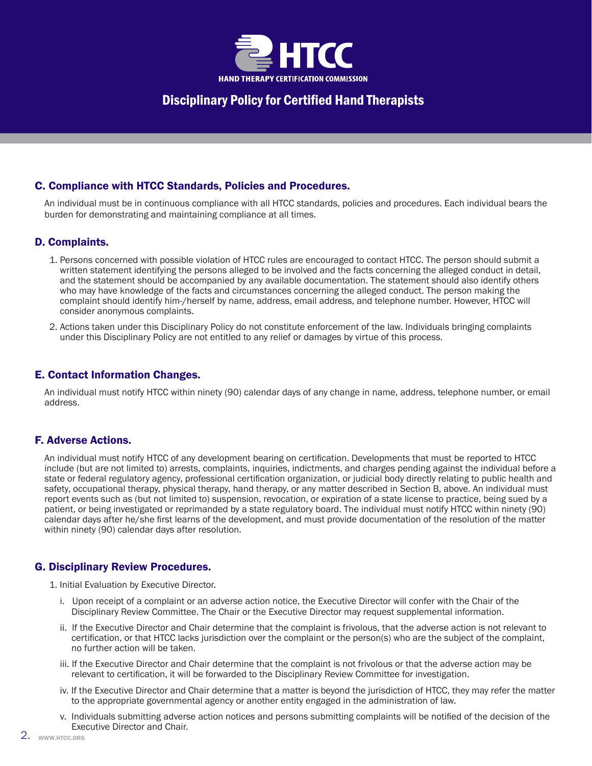## C. Compliance with HTCC Standards, Policies and Procedures.

An individual must be in continuous compliance with all HTCC standards, policies and procedures. Each individual bears the burden for demonstrating and maintaining compliance at all times.

## D. Complaints.

1. Persons concerned with possible violation of HTCC rules are encouraged to contact HTCC. The person should submit a written statement identifying the persons alleged to be involved and the facts concerning the alleged conduct in detail, and the statement should be accompanied by any available documentation. The statement should also identify others who may have knowledge of the facts and circumstances concerning the alleged conduct. The person making the complaint should identify him-/herself by name, address, email address, and telephone number. However, HTCC will consider anonymous complaints.
2. Actions taken under this Disciplinary Policy do not constitute enforcement of the law. Individuals bringing complaints under this Disciplinary Policy are not entitled to any relief or damages by virtue of this process.

## E. Contact Information Changes.

An individual must notify HTCC within ninety (90) calendar days of any change in name, address, telephone number, or email address.

## F. Adverse Actions.

An individual must notify HTCC of any development bearing on certification. Developments that must be reported to HTCC include (but are not limited to) arrests, complaints, inquiries, indictments, and charges pending against the individual before a state or federal regulatory agency, professional certification organization, or judicial body directly relating to public health and safety, occupational therapy, physical therapy, hand therapy, or any matter described in Section B, above. An individual must report events such as (but not limited to) suspension, revocation, or expiration of a state license to practice, being sued by a patient, or being investigated or reprimanded by a state regulatory board. The individual must notify HTCC within ninety (90) calendar days after he/she first learns of the development, and must provide documentation of the resolution of the matter within ninety (90) calendar days after resolution.

## G. Disciplinary Review Procedures.

1. Initial Evaluation by Executive Director.
   - i. Upon receipt of a complaint or an adverse action notice, the Executive Director will confer with the Chair of the Disciplinary Review Committee. The Chair or the Executive Director may request supplemental information.
   - ii. If the Executive Director and Chair determine that the complaint is frivolous, that the adverse action is not relevant to certification, or that HTCC lacks jurisdiction over the complaint or the person(s) who are the subject of the complaint, no further action will be taken.
   - iii. If the Executive Director and Chair determine that the complaint is not frivolous or that the adverse action may be relevant to certification, it will be forwarded to the Disciplinary Review Committee for investigation.
   - iv. If the Executive Director and Chair determine that a matter is beyond the jurisdiction of HTCC, they may refer the matter to the appropriate governmental agency or another entity engaged in the administration of law.
   - v. Individuals submitting adverse action notices and persons submitting complaints will be notified of the decision of the Executive Director and Chair.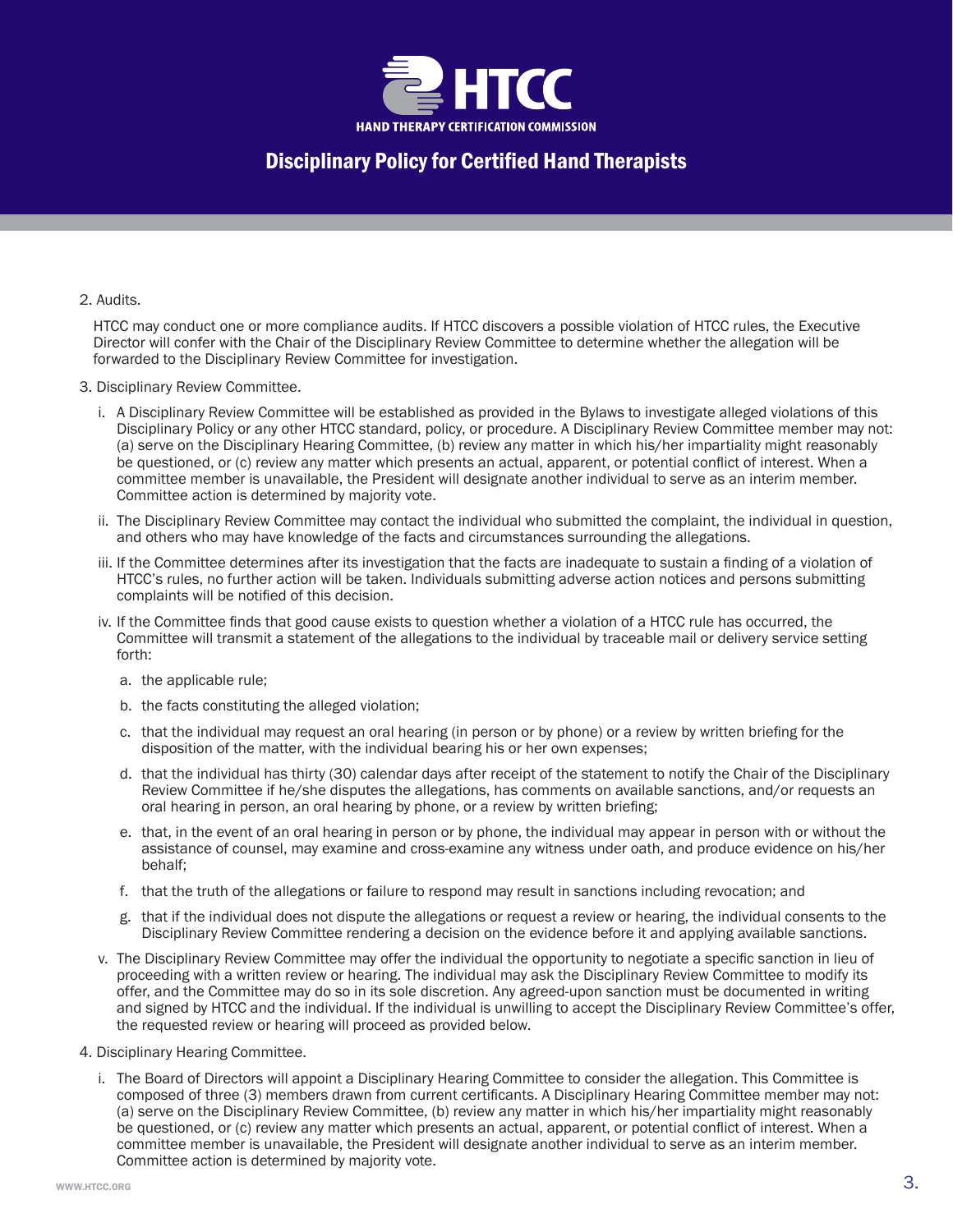2. Audits.

   HTCC may conduct one or more compliance audits. If HTCC discovers a possible violation of HTCC rules, the Executive Director will confer with the Chair of the Disciplinary Review Committee to determine whether the allegation will be forwarded to the Disciplinary Review Committee for investigation.

3. Disciplinary Review Committee.

   i. A Disciplinary Review Committee will be established as provided in the Bylaws to investigate alleged violations of this Disciplinary Policy or any other HTCC standard, policy, or procedure. A Disciplinary Review Committee member may not: (a) serve on the Disciplinary Hearing Committee, (b) review any matter in which his/her impartiality might reasonably be questioned, or (c) review any matter which presents an actual, apparent, or potential conflict of interest. When a committee member is unavailable, the President will designate another individual to serve as an interim member. Committee action is determined by majority vote.

   ii. The Disciplinary Review Committee may contact the individual who submitted the complaint, the individual in question, and others who may have knowledge of the facts and circumstances surrounding the allegations.

   iii. If the Committee determines after its investigation that the facts are inadequate to sustain a finding of a violation of HTCC's rules, no further action will be taken. Individuals submitting adverse action notices and persons submitting complaints will be notified of this decision.

   iv. If the Committee finds that good cause exists to question whether a violation of a HTCC rule has occurred, the Committee will transmit a statement of the allegations to the individual by traceable mail or delivery service setting forth:

      a. the applicable rule;

      b. the facts constituting the alleged violation;

      c. that the individual may request an oral hearing (in person or by phone) or a review by written briefing for the disposition of the matter, with the individual bearing his or her own expenses;

      d. that the individual has thirty (30) calendar days after receipt of the statement to notify the Chair of the Disciplinary Review Committee if he/she disputes the allegations, has comments on available sanctions, and/or requests an oral hearing in person, an oral hearing by phone, or a review by written briefing;

      e. that, in the event of an oral hearing in person or by phone, the individual may appear in person with or without the assistance of counsel, may examine and cross-examine any witness under oath, and produce evidence on his/her behalf;

      f. that the truth of the allegations or failure to respond may result in sanctions including revocation; and

      g. that if the individual does not dispute the allegations or request a review or hearing, the individual consents to the Disciplinary Review Committee rendering a decision on the evidence before it and applying available sanctions.

   v. The Disciplinary Review Committee may offer the individual the opportunity to negotiate a specific sanction in lieu of proceeding with a written review or hearing. The individual may ask the Disciplinary Review Committee to modify its offer, and the Committee may do so in its sole discretion. Any agreed-upon sanction must be documented in writing and signed by HTCC and the individual. If the individual is unwilling to accept the Disciplinary Review Committee's offer, the requested review or hearing will proceed as provided below.

4. Disciplinary Hearing Committee.

   i. The Board of Directors will appoint a Disciplinary Hearing Committee to consider the allegation. This Committee is composed of three (3) members drawn from current certificants. A Disciplinary Hearing Committee member may not: (a) serve on the Disciplinary Review Committee, (b) review any matter in which his/her impartiality might reasonably be questioned, or (c) review any matter which presents an actual, apparent, or potential conflict of interest. When a committee member is unavailable, the President will designate another individual to serve as an interim member. Committee action is determined by majority vote.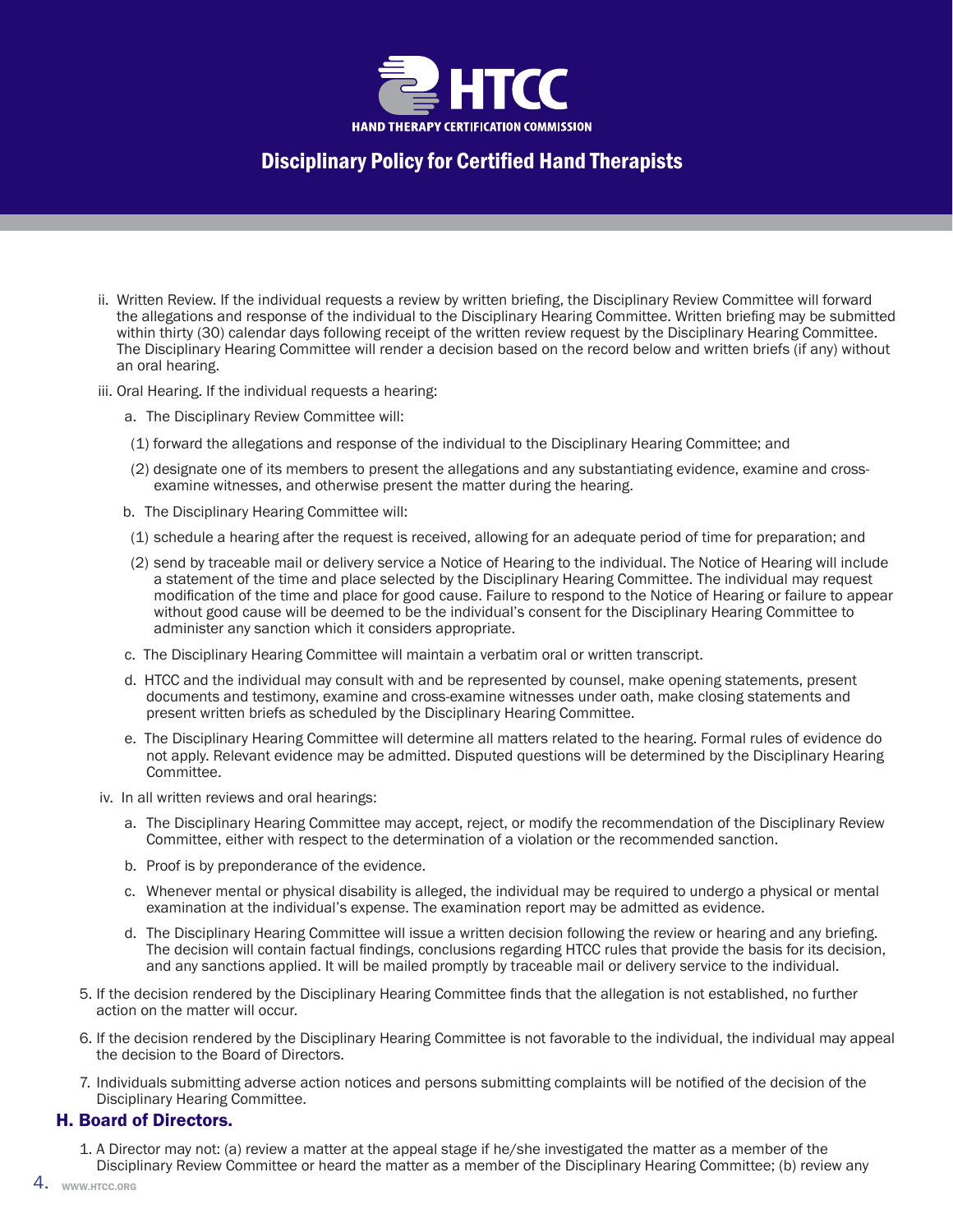ii. Written Review. If the individual requests a review by written briefing, the Disciplinary Review Committee will forward the allegations and response of the individual to the Disciplinary Hearing Committee. Written briefing may be submitted within thirty (30) calendar days following receipt of the written review request by the Disciplinary Hearing Committee. The Disciplinary Hearing Committee will render a decision based on the record below and written briefs (if any) without an oral hearing.

iii. Oral Hearing. If the individual requests a hearing:

a. The Disciplinary Review Committee will:

(1) forward the allegations and response of the individual to the Disciplinary Hearing Committee; and

(2) designate one of its members to present the allegations and any substantiating evidence, examine and cross-examine witnesses, and otherwise present the matter during the hearing.

b. The Disciplinary Hearing Committee will:

(1) schedule a hearing after the request is received, allowing for an adequate period of time for preparation; and

(2) send by traceable mail or delivery service a Notice of Hearing to the individual. The Notice of Hearing will include a statement of the time and place selected by the Disciplinary Hearing Committee. The individual may request modification of the time and place for good cause. Failure to respond to the Notice of Hearing or failure to appear without good cause will be deemed to be the individual's consent for the Disciplinary Hearing Committee to administer any sanction which it considers appropriate.

c. The Disciplinary Hearing Committee will maintain a verbatim oral or written transcript.

d. HTCC and the individual may consult with and be represented by counsel, make opening statements, present documents and testimony, examine and cross-examine witnesses under oath, make closing statements and present written briefs as scheduled by the Disciplinary Hearing Committee.

e. The Disciplinary Hearing Committee will determine all matters related to the hearing. Formal rules of evidence do not apply. Relevant evidence may be admitted. Disputed questions will be determined by the Disciplinary Hearing Committee.

iv. In all written reviews and oral hearings:

a. The Disciplinary Hearing Committee may accept, reject, or modify the recommendation of the Disciplinary Review Committee, either with respect to the determination of a violation or the recommended sanction.

b. Proof is by preponderance of the evidence.

c. Whenever mental or physical disability is alleged, the individual may be required to undergo a physical or mental examination at the individual's expense. The examination report may be admitted as evidence.

d. The Disciplinary Hearing Committee will issue a written decision following the review or hearing and any briefing. The decision will contain factual findings, conclusions regarding HTCC rules that provide the basis for its decision, and any sanctions applied. It will be mailed promptly by traceable mail or delivery service to the individual.

5. If the decision rendered by the Disciplinary Hearing Committee finds that the allegation is not established, no further action on the matter will occur.

6. If the decision rendered by the Disciplinary Hearing Committee is not favorable to the individual, the individual may appeal the decision to the Board of Directors.

7. Individuals submitting adverse action notices and persons submitting complaints will be notified of the decision of the Disciplinary Hearing Committee.

### H. Board of Directors.

1. A Director may not: (a) review a matter at the appeal stage if he/she investigated the matter as a member of the Disciplinary Review Committee or heard the matter as a member of the Disciplinary Hearing Committee; (b) review any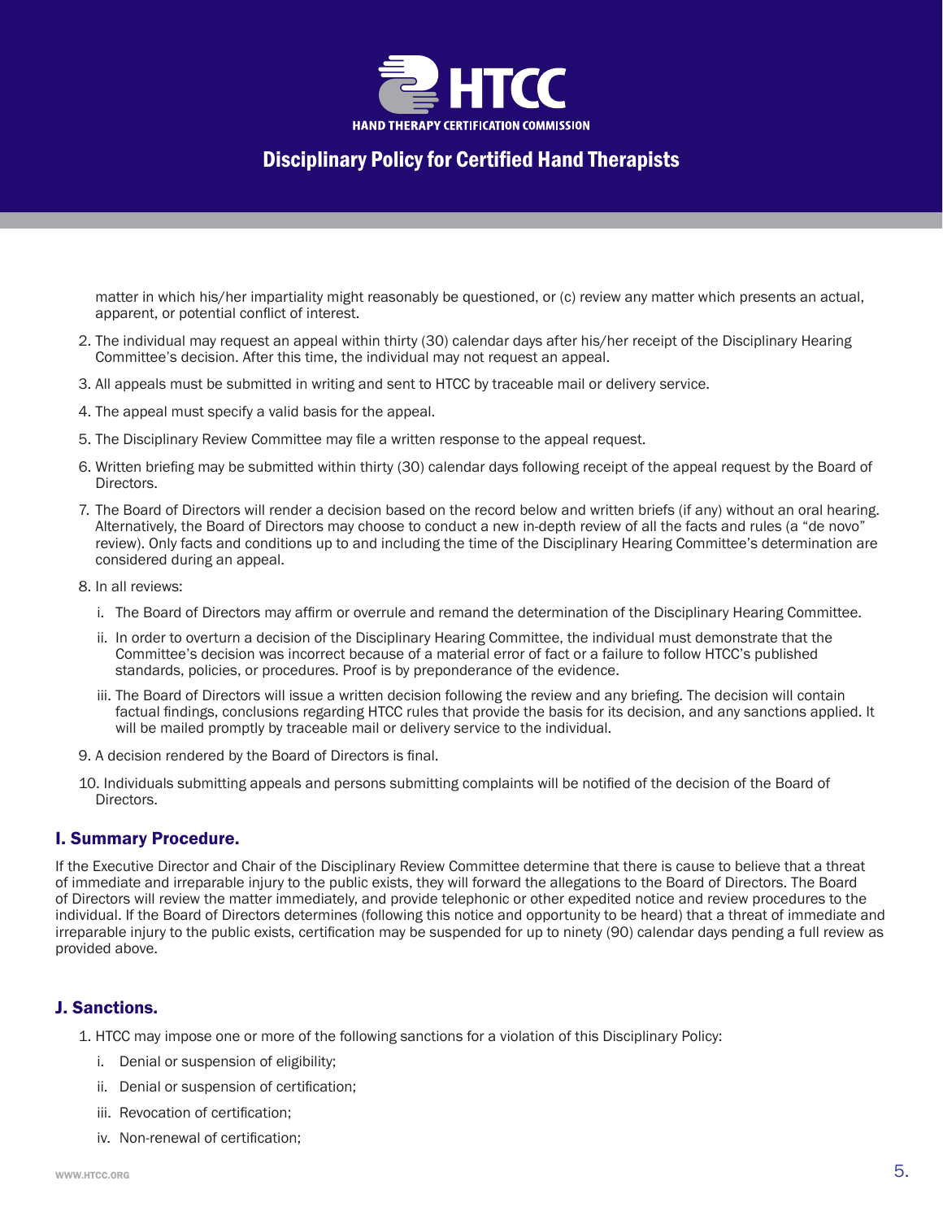matter in which his/her impartiality might reasonably be questioned, or (c) review any matter which presents an actual, apparent, or potential conflict of interest.

2. The individual may request an appeal within thirty (30) calendar days after his/her receipt of the Disciplinary Hearing Committee's decision. After this time, the individual may not request an appeal.
3. All appeals must be submitted in writing and sent to HTCC by traceable mail or delivery service.
4. The appeal must specify a valid basis for the appeal.
5. The Disciplinary Review Committee may file a written response to the appeal request.
6. Written briefing may be submitted within thirty (30) calendar days following receipt of the appeal request by the Board of Directors.
7. The Board of Directors will render a decision based on the record below and written briefs (if any) without an oral hearing. Alternatively, the Board of Directors may choose to conduct a new in-depth review of all the facts and rules (a "de novo" review). Only facts and conditions up to and including the time of the Disciplinary Hearing Committee's determination are considered during an appeal.
8. In all reviews:
   i. The Board of Directors may affirm or overrule and remand the determination of the Disciplinary Hearing Committee.
   ii. In order to overturn a decision of the Disciplinary Hearing Committee, the individual must demonstrate that the Committee's decision was incorrect because of a material error of fact or a failure to follow HTCC's published standards, policies, or procedures. Proof is by preponderance of the evidence.
   iii. The Board of Directors will issue a written decision following the review and any briefing. The decision will contain factual findings, conclusions regarding HTCC rules that provide the basis for its decision, and any sanctions applied. It will be mailed promptly by traceable mail or delivery service to the individual.
9. A decision rendered by the Board of Directors is final.
10. Individuals submitting appeals and persons submitting complaints will be notified of the decision of the Board of Directors.

## I. Summary Procedure.

If the Executive Director and Chair of the Disciplinary Review Committee determine that there is cause to believe that a threat of immediate and irreparable injury to the public exists, they will forward the allegations to the Board of Directors. The Board of Directors will review the matter immediately, and provide telephonic or other expedited notice and review procedures to the individual. If the Board of Directors determines (following this notice and opportunity to be heard) that a threat of immediate and irreparable injury to the public exists, certification may be suspended for up to ninety (90) calendar days pending a full review as provided above.

## J. Sanctions.

1. HTCC may impose one or more of the following sanctions for a violation of this Disciplinary Policy:
   i. Denial or suspension of eligibility;
   ii. Denial or suspension of certification;
   iii. Revocation of certification;
   iv. Non-renewal of certification;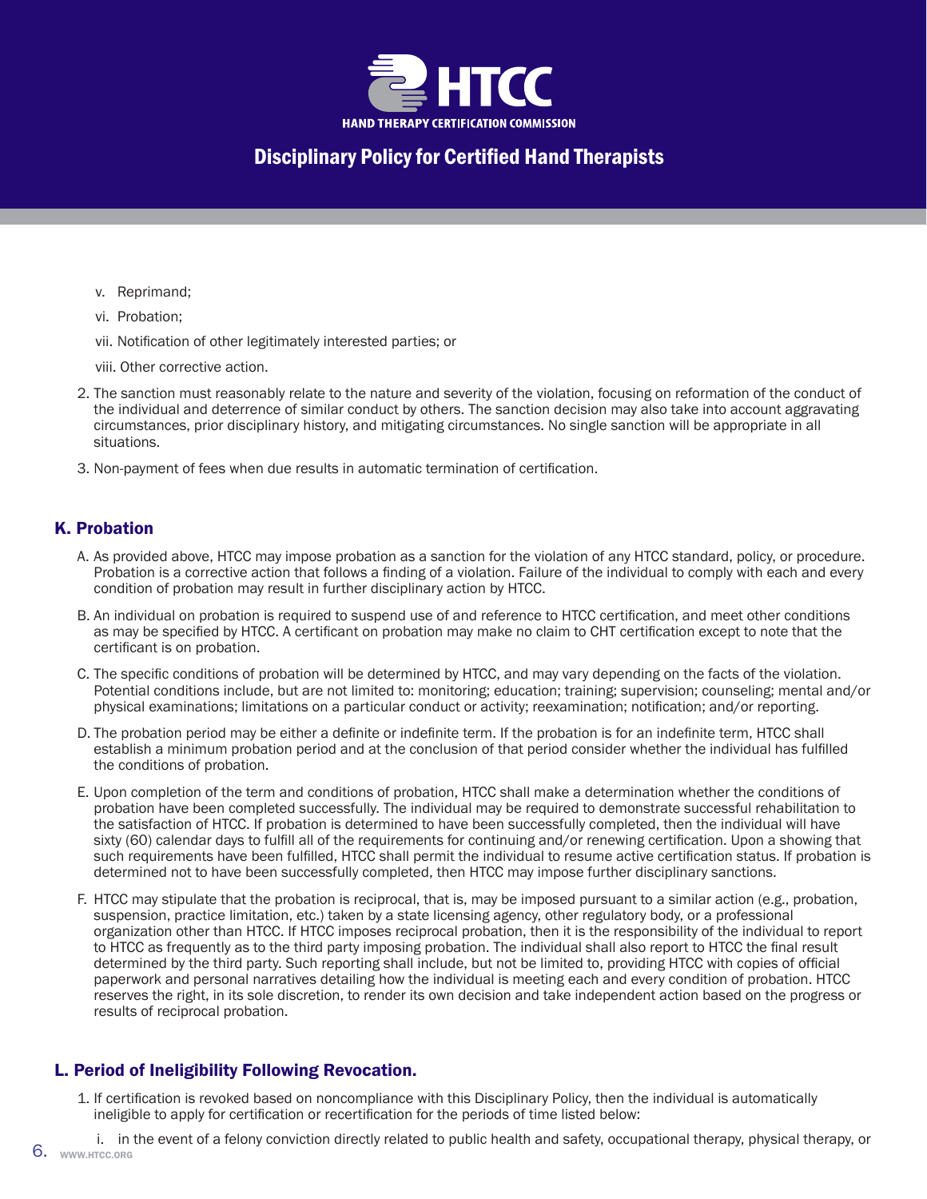v. Reprimand;

vi. Probation;

vii. Notification of other legitimately interested parties; or

viii. Other corrective action.

2. The sanction must reasonably relate to the nature and severity of the violation, focusing on reformation of the conduct of the individual and deterrence of similar conduct by others. The sanction decision may also take into account aggravating circumstances, prior disciplinary history, and mitigating circumstances. No single sanction will be appropriate in all situations.

3. Non-payment of fees when due results in automatic termination of certification.

## K. Probation

A. As provided above, HTCC may impose probation as a sanction for the violation of any HTCC standard, policy, or procedure. Probation is a corrective action that follows a finding of a violation. Failure of the individual to comply with each and every condition of probation may result in further disciplinary action by HTCC.

B. An individual on probation is required to suspend use of and reference to HTCC certification, and meet other conditions as may be specified by HTCC. A certificant on probation may make no claim to CHT certification except to note that the certificant is on probation.

C. The specific conditions of probation will be determined by HTCC, and may vary depending on the facts of the violation. Potential conditions include, but are not limited to: monitoring; education; training; supervision; counseling; mental and/or physical examinations; limitations on a particular conduct or activity; reexamination; notification; and/or reporting.

D. The probation period may be either a definite or indefinite term. If the probation is for an indefinite term, HTCC shall establish a minimum probation period and at the conclusion of that period consider whether the individual has fulfilled the conditions of probation.

E. Upon completion of the term and conditions of probation, HTCC shall make a determination whether the conditions of probation have been completed successfully. The individual may be required to demonstrate successful rehabilitation to the satisfaction of HTCC. If probation is determined to have been successfully completed, then the individual will have sixty (60) calendar days to fulfill all of the requirements for continuing and/or renewing certification. Upon a showing that such requirements have been fulfilled, HTCC shall permit the individual to resume active certification status. If probation is determined not to have been successfully completed, then HTCC may impose further disciplinary sanctions.

F. HTCC may stipulate that the probation is reciprocal, that is, may be imposed pursuant to a similar action (e.g., probation, suspension, practice limitation, etc.) taken by a state licensing agency, other regulatory body, or a professional organization other than HTCC. If HTCC imposes reciprocal probation, then it is the responsibility of the individual to report to HTCC as frequently as to the third party imposing probation. The individual shall also report to HTCC the final result determined by the third party. Such reporting shall include, but not be limited to, providing HTCC with copies of official paperwork and personal narratives detailing how the individual is meeting each and every condition of probation. HTCC reserves the right, in its sole discretion, to render its own decision and take independent action based on the progress or results of reciprocal probation.

## L. Period of Ineligibility Following Revocation.

1. If certification is revoked based on noncompliance with this Disciplinary Policy, then the individual is automatically ineligible to apply for certification or recertification for the periods of time listed below:

   i. in the event of a felony conviction directly related to public health and safety, occupational therapy, physical therapy, or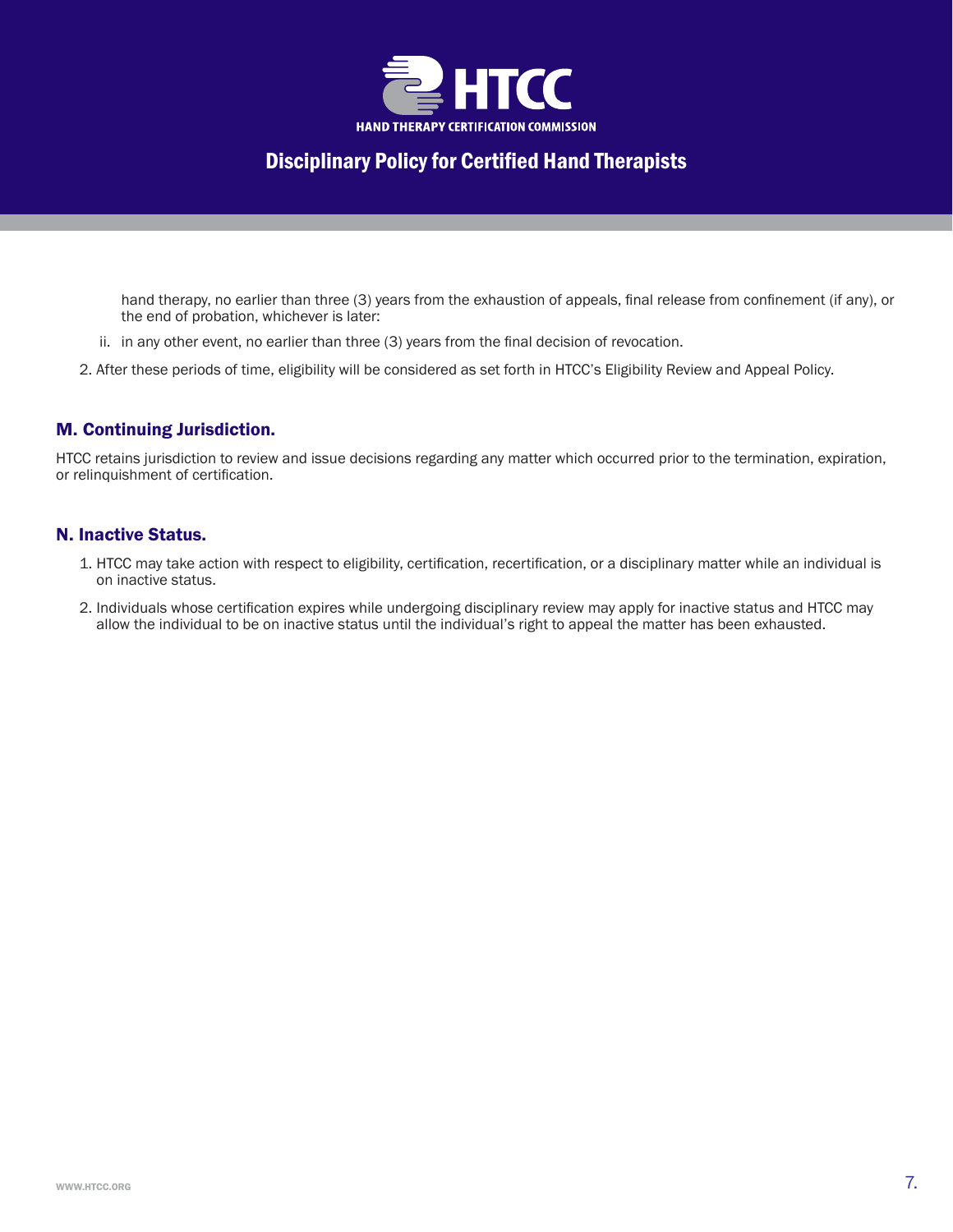hand therapy, no earlier than three (3) years from the exhaustion of appeals, final release from confinement (if any), or the end of probation, whichever is later:

   ii. in any other event, no earlier than three (3) years from the final decision of revocation.

2. After these periods of time, eligibility will be considered as set forth in HTCC's Eligibility Review and Appeal Policy.

## M. Continuing Jurisdiction.

HTCC retains jurisdiction to review and issue decisions regarding any matter which occurred prior to the termination, expiration, or relinquishment of certification.

## N. Inactive Status.

1. HTCC may take action with respect to eligibility, certification, recertification, or a disciplinary matter while an individual is on inactive status.
2. Individuals whose certification expires while undergoing disciplinary review may apply for inactive status and HTCC may allow the individual to be on inactive status until the individual's right to appeal the matter has been exhausted.